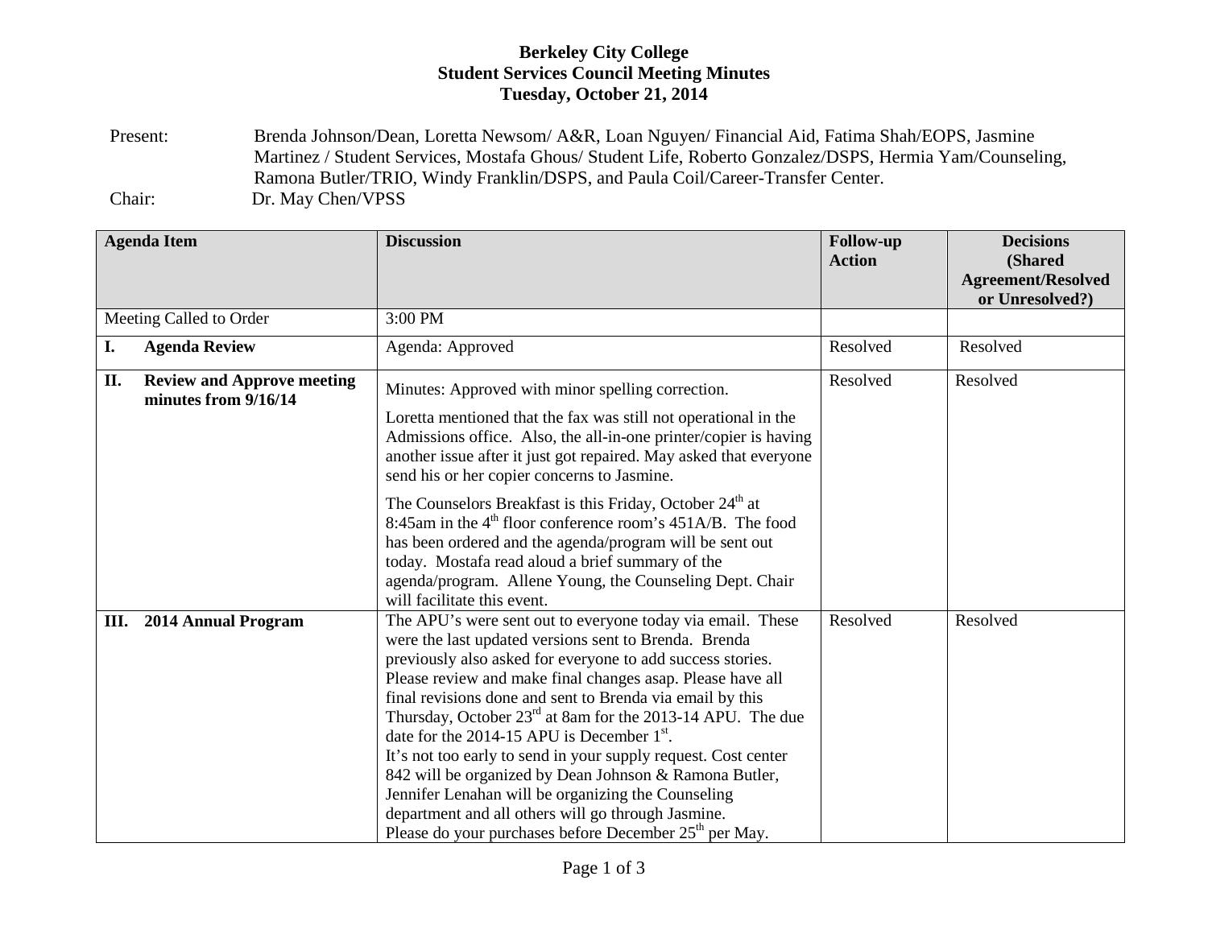**Berkeley City College**
**Student Services Council Meeting Minutes**
**Tuesday, October 21, 2014**

Present: Brenda Johnson/Dean, Loretta Newsom/ A&R, Loan Nguyen/ Financial Aid, Fatima Shah/EOPS, Jasmine Martinez / Student Services, Mostafa Ghous/ Student Life, Roberto Gonzalez/DSPS, Hermia Yam/Counseling, Ramona Butler/TRIO, Windy Franklin/DSPS, and Paula Coil/Career-Transfer Center.

Chair: Dr. May Chen/VPSS

| Agenda Item | Discussion | Follow-up Action | Decisions (Shared Agreement/Resolved or Unresolved?) |
|---|---|---|---|
| Meeting Called to Order | 3:00 PM | | |
| **I. Agenda Review** | Agenda: Approved | Resolved | Resolved |
| **II. Review and Approve meeting minutes from 9/16/14** | Minutes: Approved with minor spelling correction.<br><br>Loretta mentioned that the fax was still not operational in the Admissions office. Also, the all-in-one printer/copier is having another issue after it just got repaired. May asked that everyone send his or her copier concerns to Jasmine.<br><br>The Counselors Breakfast is this Friday, October 24th at 8:45am in the 4th floor conference room's 451A/B. The food has been ordered and the agenda/program will be sent out today. Mostafa read aloud a brief summary of the agenda/program. Allene Young, the Counseling Dept. Chair will facilitate this event. | Resolved | Resolved |
| **III. 2014 Annual Program** | The APU's were sent out to everyone today via email. These were the last updated versions sent to Brenda. Brenda previously also asked for everyone to add success stories. Please review and make final changes asap. Please have all final revisions done and sent to Brenda via email by this Thursday, October 23rd at 8am for the 2013-14 APU. The due date for the 2014-15 APU is December 1st.<br>It's not too early to send in your supply request. Cost center 842 will be organized by Dean Johnson & Ramona Butler, Jennifer Lenahan will be organizing the Counseling department and all others will go through Jasmine.<br>Please do your purchases before December 25th per May. | Resolved | Resolved |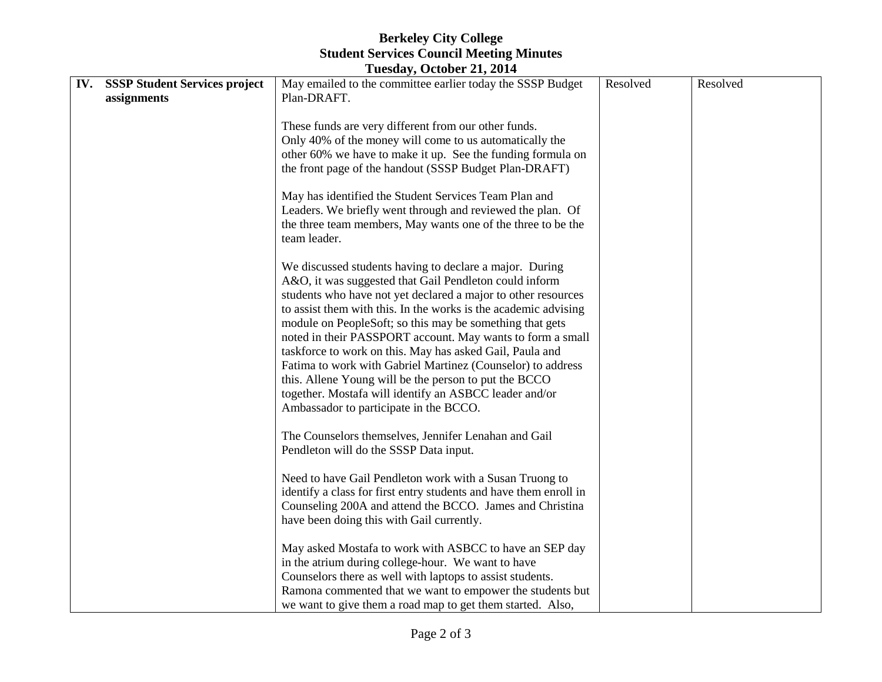**Berkeley City College**
**Student Services Council Meeting Minutes**
**Tuesday, October 21, 2014**

| | | | |
|---|---|---|---|
| **IV. SSSP Student Services project assignments** | May emailed to the committee earlier today the SSSP Budget Plan-DRAFT.<br><br>These funds are very different from our other funds. Only 40% of the money will come to us automatically the other 60% we have to make it up. See the funding formula on the front page of the handout (SSSP Budget Plan-DRAFT)<br><br>May has identified the Student Services Team Plan and Leaders. We briefly went through and reviewed the plan. Of the three team members, May wants one of the three to be the team leader.<br><br>We discussed students having to declare a major. During A&O, it was suggested that Gail Pendleton could inform students who have not yet declared a major to other resources to assist them with this. In the works is the academic advising module on PeopleSoft; so this may be something that gets noted in their PASSPORT account. May wants to form a small taskforce to work on this. May has asked Gail, Paula and Fatima to work with Gabriel Martinez (Counselor) to address this. Allene Young will be the person to put the BCCO together. Mostafa will identify an ASBCC leader and/or Ambassador to participate in the BCCO.<br><br>The Counselors themselves, Jennifer Lenahan and Gail Pendleton will do the SSSP Data input.<br><br>Need to have Gail Pendleton work with a Susan Truong to identify a class for first entry students and have them enroll in Counseling 200A and attend the BCCO. James and Christina have been doing this with Gail currently.<br><br>May asked Mostafa to work with ASBCC to have an SEP day in the atrium during college-hour. We want to have Counselors there as well with laptops to assist students. Ramona commented that we want to empower the students but we want to give them a road map to get them started. Also, | Resolved | Resolved |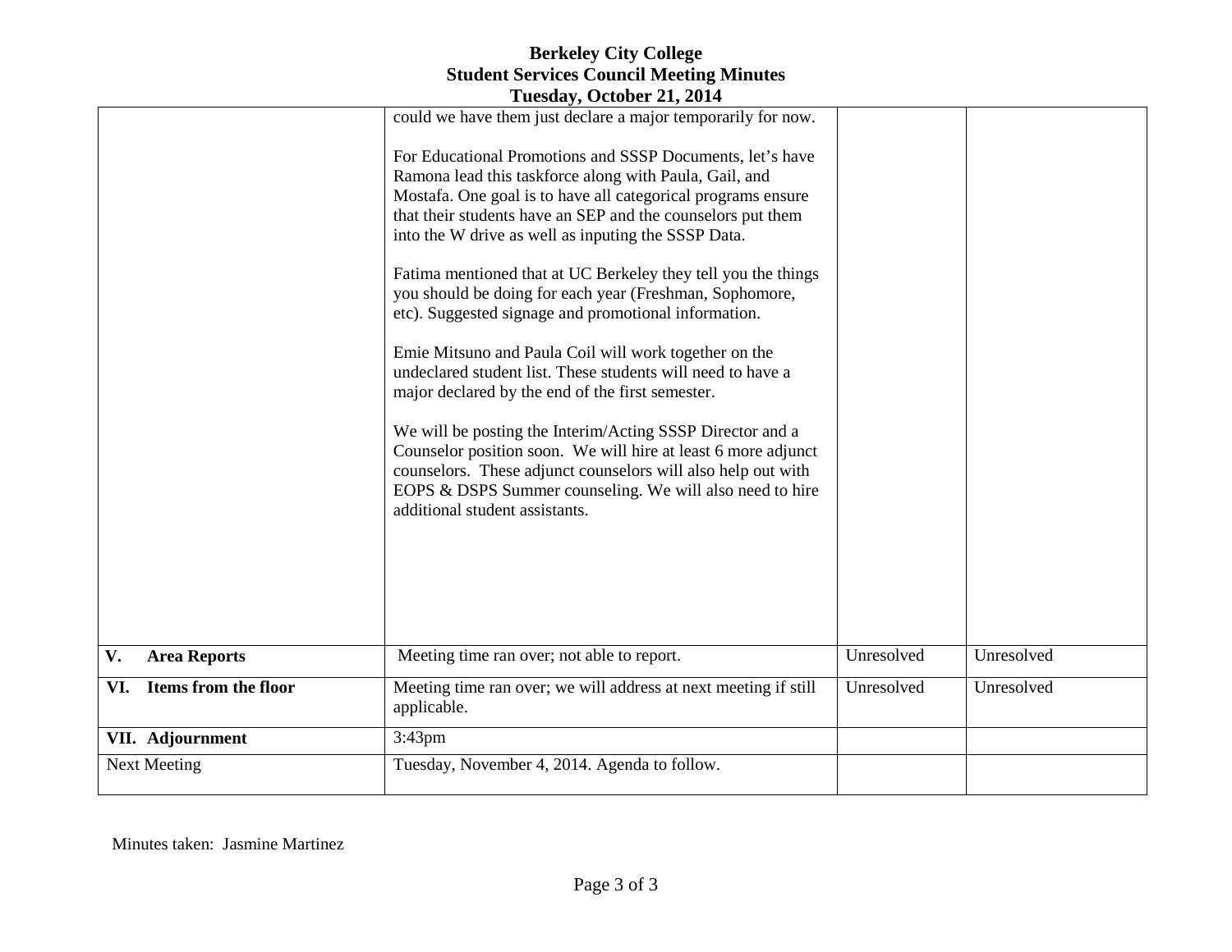# Berkeley City College
## Student Services Council Meeting Minutes
### Tuesday, October 21, 2014

| | | | |
|---|---|---|---|
| | could we have them just declare a major temporarily for now.<br><br>For Educational Promotions and SSSP Documents, let's have Ramona lead this taskforce along with Paula, Gail, and Mostafa. One goal is to have all categorical programs ensure that their students have an SEP and the counselors put them into the W drive as well as inputing the SSSP Data.<br><br>Fatima mentioned that at UC Berkeley they tell you the things you should be doing for each year (Freshman, Sophomore, etc). Suggested signage and promotional information.<br><br>Emie Mitsuno and Paula Coil will work together on the undeclared student list. These students will need to have a major declared by the end of the first semester.<br><br>We will be posting the Interim/Acting SSSP Director and a Counselor position soon. We will hire at least 6 more adjunct counselors. These adjunct counselors will also help out with EOPS & DSPS Summer counseling. We will also need to hire additional student assistants. | | |
| **V. Area Reports** | Meeting time ran over; not able to report. | Unresolved | Unresolved |
| **VI. Items from the floor** | Meeting time ran over; we will address at next meeting if still applicable. | Unresolved | Unresolved |
| **VII. Adjournment** | 3:43pm | | |
| Next Meeting | Tuesday, November 4, 2014. Agenda to follow. | | |

Minutes taken: Jasmine Martinez